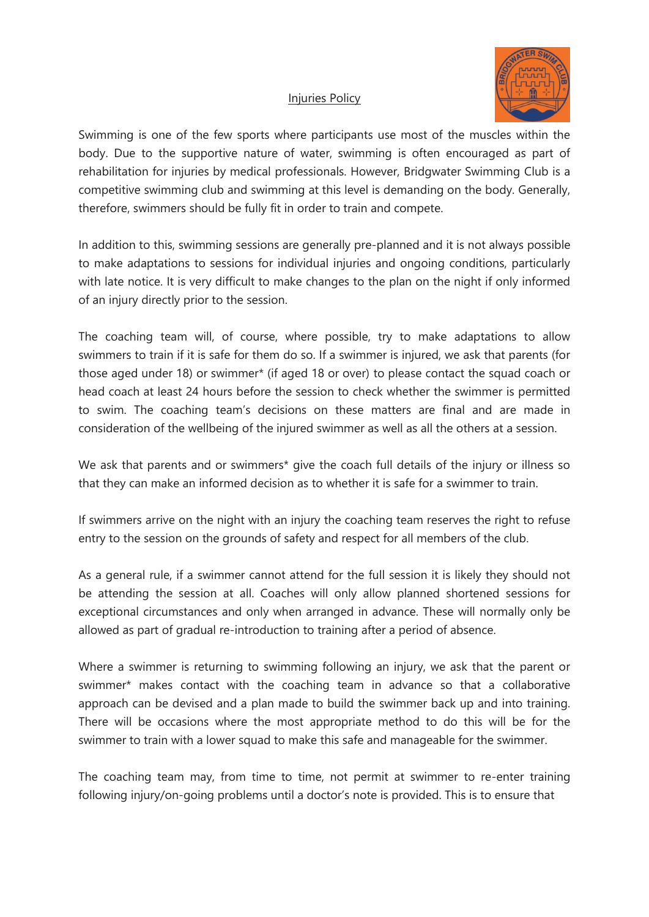# Injuries Policy

Swimming is one of the few sports where participants use most of the muscles within the body. Due to the supportive nature of water, swimming is often encouraged as part of rehabilitation for injuries by medical professionals. However, Bridgwater Swimming Club is a competitive swimming club and swimming at this level is demanding on the body. Generally, therefore, swimmers should be fully fit in order to train and compete.

In addition to this, swimming sessions are generally pre-planned and it is not always possible to make adaptations to sessions for individual injuries and ongoing conditions, particularly with late notice. It is very difficult to make changes to the plan on the night if only informed of an injury directly prior to the session.

The coaching team will, of course, where possible, try to make adaptations to allow swimmers to train if it is safe for them do so. If a swimmer is injured, we ask that parents (for those aged under 18) or swimmer* (if aged 18 or over) to please contact the squad coach or head coach at least 24 hours before the session to check whether the swimmer is permitted to swim. The coaching team's decisions on these matters are final and are made in consideration of the wellbeing of the injured swimmer as well as all the others at a session.

We ask that parents and or swimmers* give the coach full details of the injury or illness so that they can make an informed decision as to whether it is safe for a swimmer to train.

If swimmers arrive on the night with an injury the coaching team reserves the right to refuse entry to the session on the grounds of safety and respect for all members of the club.

As a general rule, if a swimmer cannot attend for the full session it is likely they should not be attending the session at all. Coaches will only allow planned shortened sessions for exceptional circumstances and only when arranged in advance. These will normally only be allowed as part of gradual re-introduction to training after a period of absence.

Where a swimmer is returning to swimming following an injury, we ask that the parent or swimmer* makes contact with the coaching team in advance so that a collaborative approach can be devised and a plan made to build the swimmer back up and into training. There will be occasions where the most appropriate method to do this will be for the swimmer to train with a lower squad to make this safe and manageable for the swimmer.

The coaching team may, from time to time, not permit at swimmer to re-enter training following injury/on-going problems until a doctor's note is provided. This is to ensure that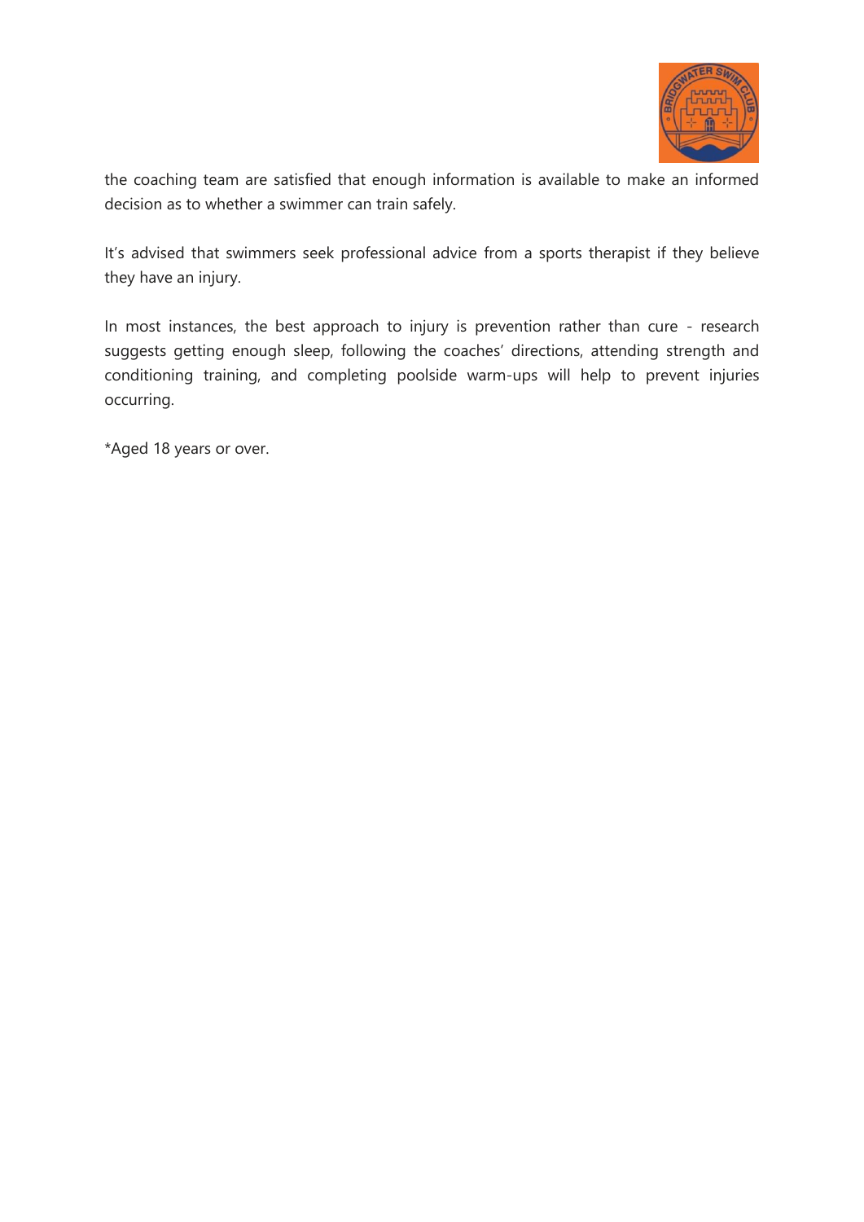the coaching team are satisfied that enough information is available to make an informed decision as to whether a swimmer can train safely.

It's advised that swimmers seek professional advice from a sports therapist if they believe they have an injury.

In most instances, the best approach to injury is prevention rather than cure - research suggests getting enough sleep, following the coaches' directions, attending strength and conditioning training, and completing poolside warm-ups will help to prevent injuries occurring.

*Aged 18 years or over.